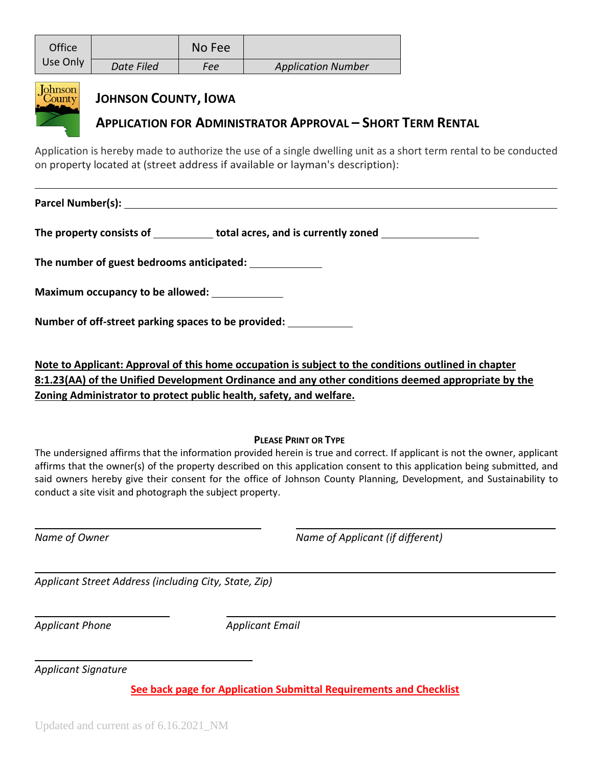| Office Use Only | | No Fee | |
|---|---|---|---|
| | *Date Filed* | *Fee* | *Application Number* |

# JOHNSON COUNTY, IOWA

## APPLICATION FOR ADMINISTRATOR APPROVAL – SHORT TERM RENTAL

Application is hereby made to authorize the use of a single dwelling unit as a short term rental to be conducted on property located at (street address if available or layman's description):

______________________________________________________________________

**Parcel Number(s):** ______________________________________________________________

**The property consists of** __________ **total acres, and is currently zoned** ________________

**The number of guest bedrooms anticipated:** ____________

**Maximum occupancy to be allowed:** ____________

**Number of off-street parking spaces to be provided:** ____________

**Note to Applicant: Approval of this home occupation is subject to the conditions outlined in chapter 8:1.23(AA) of the Unified Development Ordinance and any other conditions deemed appropriate by the Zoning Administrator to protect public health, safety, and welfare.**

**PLEASE PRINT OR TYPE**

The undersigned affirms that the information provided herein is true and correct. If applicant is not the owner, applicant affirms that the owner(s) of the property described on this application consent to this application being submitted, and said owners hereby give their consent for the office of Johnson County Planning, Development, and Sustainability to conduct a site visit and photograph the subject property.

______________________________ ______________________________

*Name of Owner* *Name of Applicant (if different)*

______________________________________________________________________

*Applicant Street Address (including City, State, Zip)*

____________________ ____________________________________________

*Applicant Phone* *Applicant Email*

______________________________

*Applicant Signature*

**See back page for Application Submittal Requirements and Checklist**

Updated and current as of 6.16.2021_NM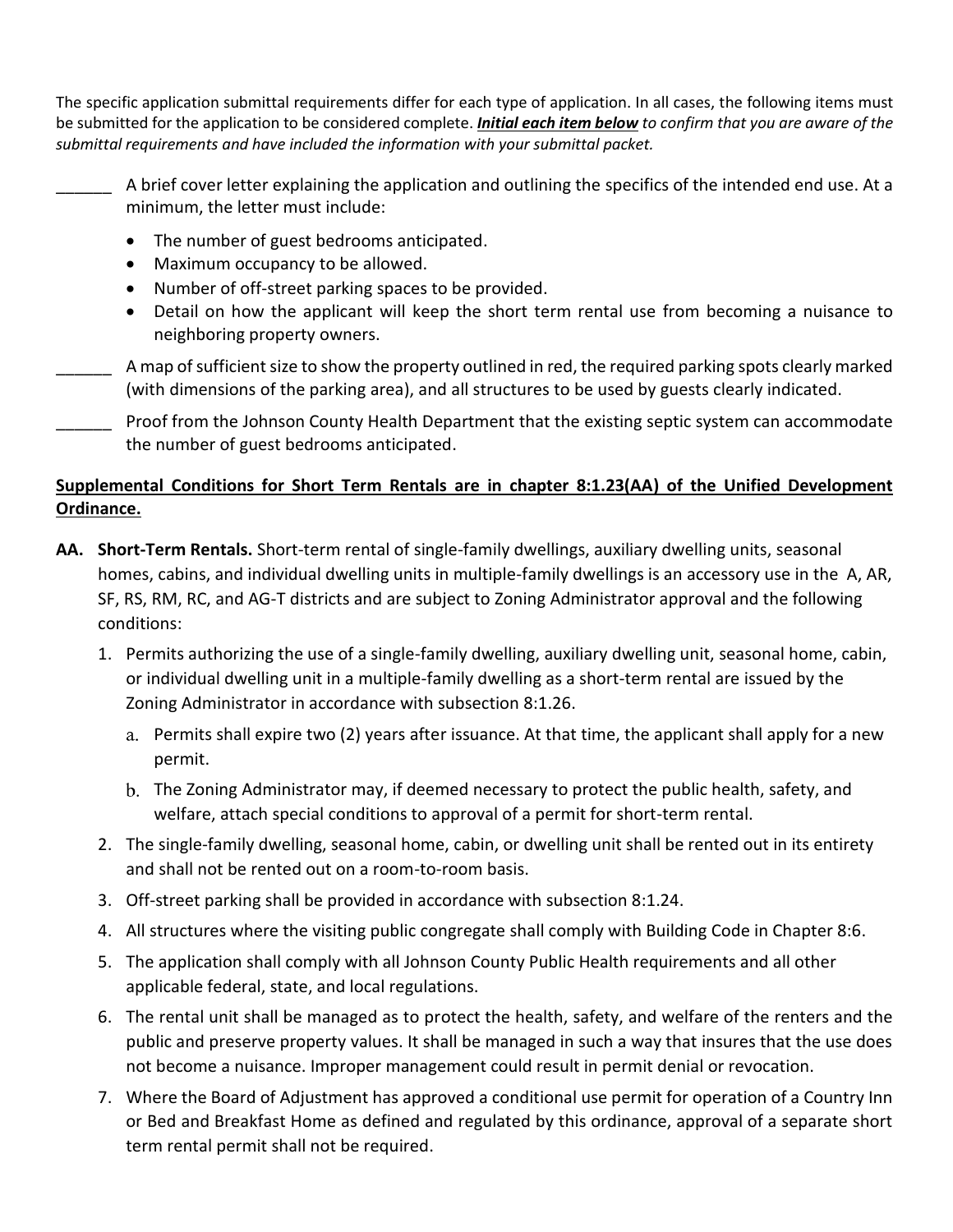The specific application submittal requirements differ for each type of application. In all cases, the following items must be submitted for the application to be considered complete. ***Initial each item below*** *to confirm that you are aware of the submittal requirements and have included the information with your submittal packet.*

______ A brief cover letter explaining the application and outlining the specifics of the intended end use. At a minimum, the letter must include:

- The number of guest bedrooms anticipated.
- Maximum occupancy to be allowed.
- Number of off-street parking spaces to be provided.
- Detail on how the applicant will keep the short term rental use from becoming a nuisance to neighboring property owners.

______ A map of sufficient size to show the property outlined in red, the required parking spots clearly marked (with dimensions of the parking area), and all structures to be used by guests clearly indicated.

______ Proof from the Johnson County Health Department that the existing septic system can accommodate the number of guest bedrooms anticipated.

**Supplemental Conditions for Short Term Rentals are in chapter 8:1.23(AA) of the Unified Development Ordinance.**

**AA. Short-Term Rentals.** Short-term rental of single-family dwellings, auxiliary dwelling units, seasonal homes, cabins, and individual dwelling units in multiple-family dwellings is an accessory use in the A, AR, SF, RS, RM, RC, and AG-T districts and are subject to Zoning Administrator approval and the following conditions:

1. Permits authorizing the use of a single-family dwelling, auxiliary dwelling unit, seasonal home, cabin, or individual dwelling unit in a multiple-family dwelling as a short-term rental are issued by the Zoning Administrator in accordance with subsection 8:1.26.
   a. Permits shall expire two (2) years after issuance. At that time, the applicant shall apply for a new permit.
   b. The Zoning Administrator may, if deemed necessary to protect the public health, safety, and welfare, attach special conditions to approval of a permit for short-term rental.
2. The single-family dwelling, seasonal home, cabin, or dwelling unit shall be rented out in its entirety and shall not be rented out on a room-to-room basis.
3. Off-street parking shall be provided in accordance with subsection 8:1.24.
4. All structures where the visiting public congregate shall comply with Building Code in Chapter 8:6.
5. The application shall comply with all Johnson County Public Health requirements and all other applicable federal, state, and local regulations.
6. The rental unit shall be managed as to protect the health, safety, and welfare of the renters and the public and preserve property values. It shall be managed in such a way that insures that the use does not become a nuisance. Improper management could result in permit denial or revocation.
7. Where the Board of Adjustment has approved a conditional use permit for operation of a Country Inn or Bed and Breakfast Home as defined and regulated by this ordinance, approval of a separate short term rental permit shall not be required.